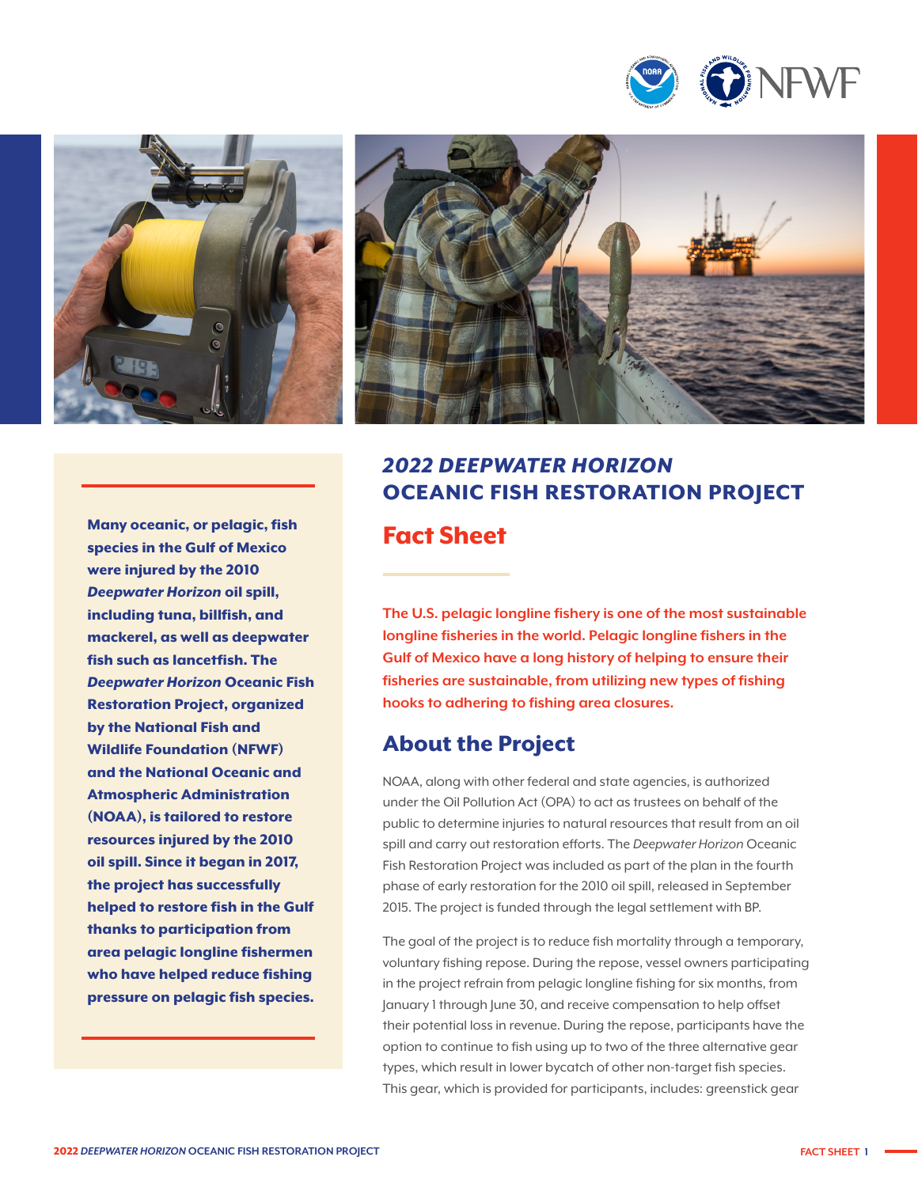# *2022 DEEPWATER HORIZON* OCEANIC FISH RESTORATION PROJECT

## Fact Sheet

**Many oceanic, or pelagic, fish species in the Gulf of Mexico were injured by the 2010 *Deepwater Horizon* oil spill, including tuna, billfish, and mackerel, as well as deepwater fish such as lancetfish. The *Deepwater Horizon* Oceanic Fish Restoration Project, organized by the National Fish and Wildlife Foundation (NFWF) and the National Oceanic and Atmospheric Administration (NOAA), is tailored to restore resources injured by the 2010 oil spill. Since it began in 2017, the project has successfully helped to restore fish in the Gulf thanks to participation from area pelagic longline fishermen who have helped reduce fishing pressure on pelagic fish species.**

**The U.S. pelagic longline fishery is one of the most sustainable longline fisheries in the world. Pelagic longline fishers in the Gulf of Mexico have a long history of helping to ensure their fisheries are sustainable, from utilizing new types of fishing hooks to adhering to fishing area closures.**

## About the Project

NOAA, along with other federal and state agencies, is authorized under the Oil Pollution Act (OPA) to act as trustees on behalf of the public to determine injuries to natural resources that result from an oil spill and carry out restoration efforts. The *Deepwater Horizon* Oceanic Fish Restoration Project was included as part of the plan in the fourth phase of early restoration for the 2010 oil spill, released in September 2015. The project is funded through the legal settlement with BP.

The goal of the project is to reduce fish mortality through a temporary, voluntary fishing repose. During the repose, vessel owners participating in the project refrain from pelagic longline fishing for six months, from January 1 through June 30, and receive compensation to help offset their potential loss in revenue. During the repose, participants have the option to continue to fish using up to two of the three alternative gear types, which result in lower bycatch of other non-target fish species. This gear, which is provided for participants, includes: greenstick gear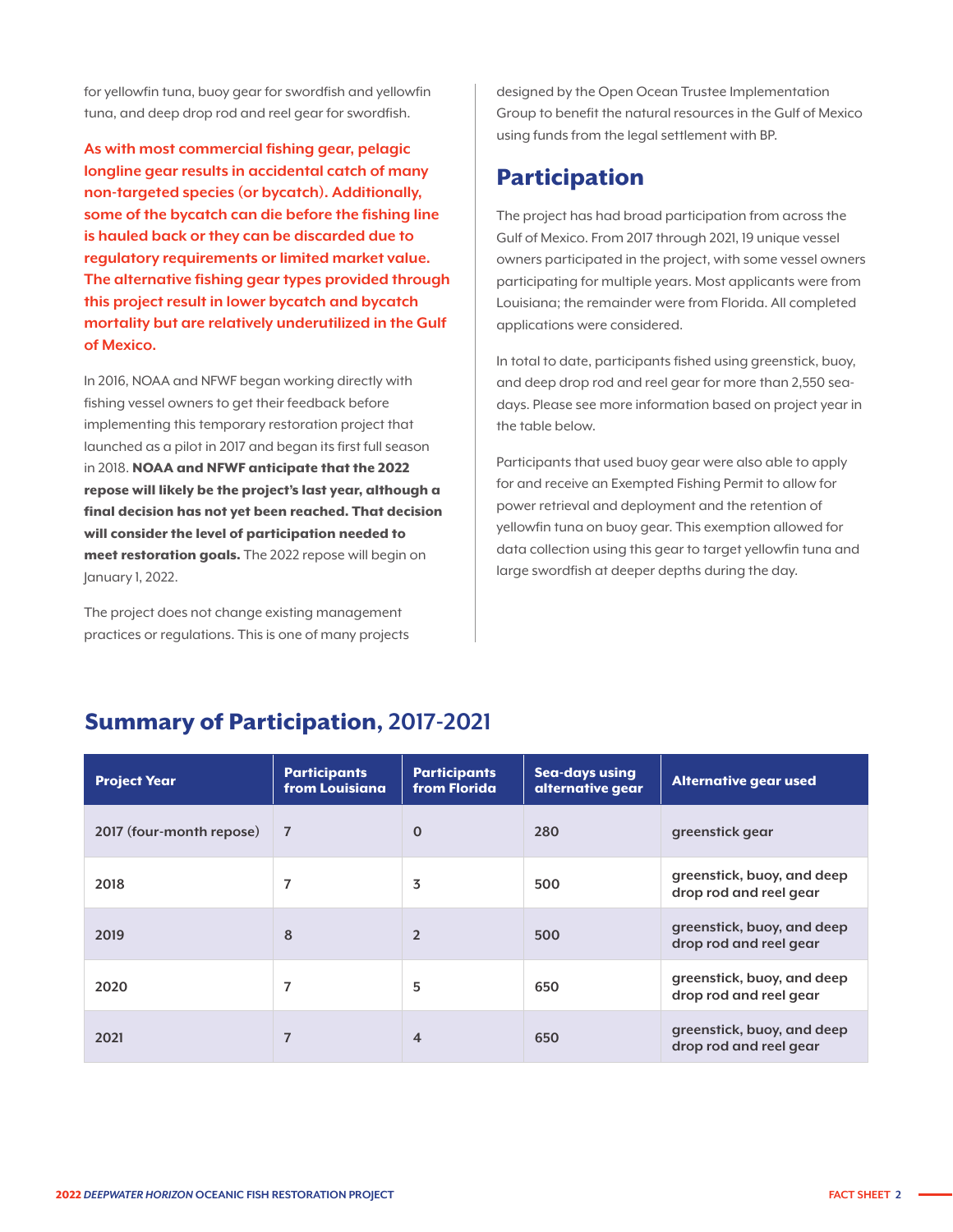for yellowfin tuna, buoy gear for swordfish and yellowfin tuna, and deep drop rod and reel gear for swordfish.

**As with most commercial fishing gear, pelagic longline gear results in accidental catch of many non-targeted species (or bycatch). Additionally, some of the bycatch can die before the fishing line is hauled back or they can be discarded due to regulatory requirements or limited market value. The alternative fishing gear types provided through this project result in lower bycatch and bycatch mortality but are relatively underutilized in the Gulf of Mexico.**

In 2016, NOAA and NFWF began working directly with fishing vessel owners to get their feedback before implementing this temporary restoration project that launched as a pilot in 2017 and began its first full season in 2018. **NOAA and NFWF anticipate that the 2022 repose will likely be the project's last year, although a final decision has not yet been reached. That decision will consider the level of participation needed to meet restoration goals.** The 2022 repose will begin on January 1, 2022.

The project does not change existing management practices or regulations. This is one of many projects designed by the Open Ocean Trustee Implementation Group to benefit the natural resources in the Gulf of Mexico using funds from the legal settlement with BP.

## Participation

The project has had broad participation from across the Gulf of Mexico. From 2017 through 2021, 19 unique vessel owners participated in the project, with some vessel owners participating for multiple years. Most applicants were from Louisiana; the remainder were from Florida. All completed applications were considered.

In total to date, participants fished using greenstick, buoy, and deep drop rod and reel gear for more than 2,550 sea-days. Please see more information based on project year in the table below.

Participants that used buoy gear were also able to apply for and receive an Exempted Fishing Permit to allow for power retrieval and deployment and the retention of yellowfin tuna on buoy gear. This exemption allowed for data collection using this gear to target yellowfin tuna and large swordfish at deeper depths during the day.

## Summary of Participation, 2017-2021

| Project Year | Participants from Louisiana | Participants from Florida | Sea-days using alternative gear | Alternative gear used |
| --- | --- | --- | --- | --- |
| 2017 (four-month repose) | 7 | 0 | 280 | greenstick gear |
| 2018 | 7 | 3 | 500 | greenstick, buoy, and deep drop rod and reel gear |
| 2019 | 8 | 2 | 500 | greenstick, buoy, and deep drop rod and reel gear |
| 2020 | 7 | 5 | 650 | greenstick, buoy, and deep drop rod and reel gear |
| 2021 | 7 | 4 | 650 | greenstick, buoy, and deep drop rod and reel gear |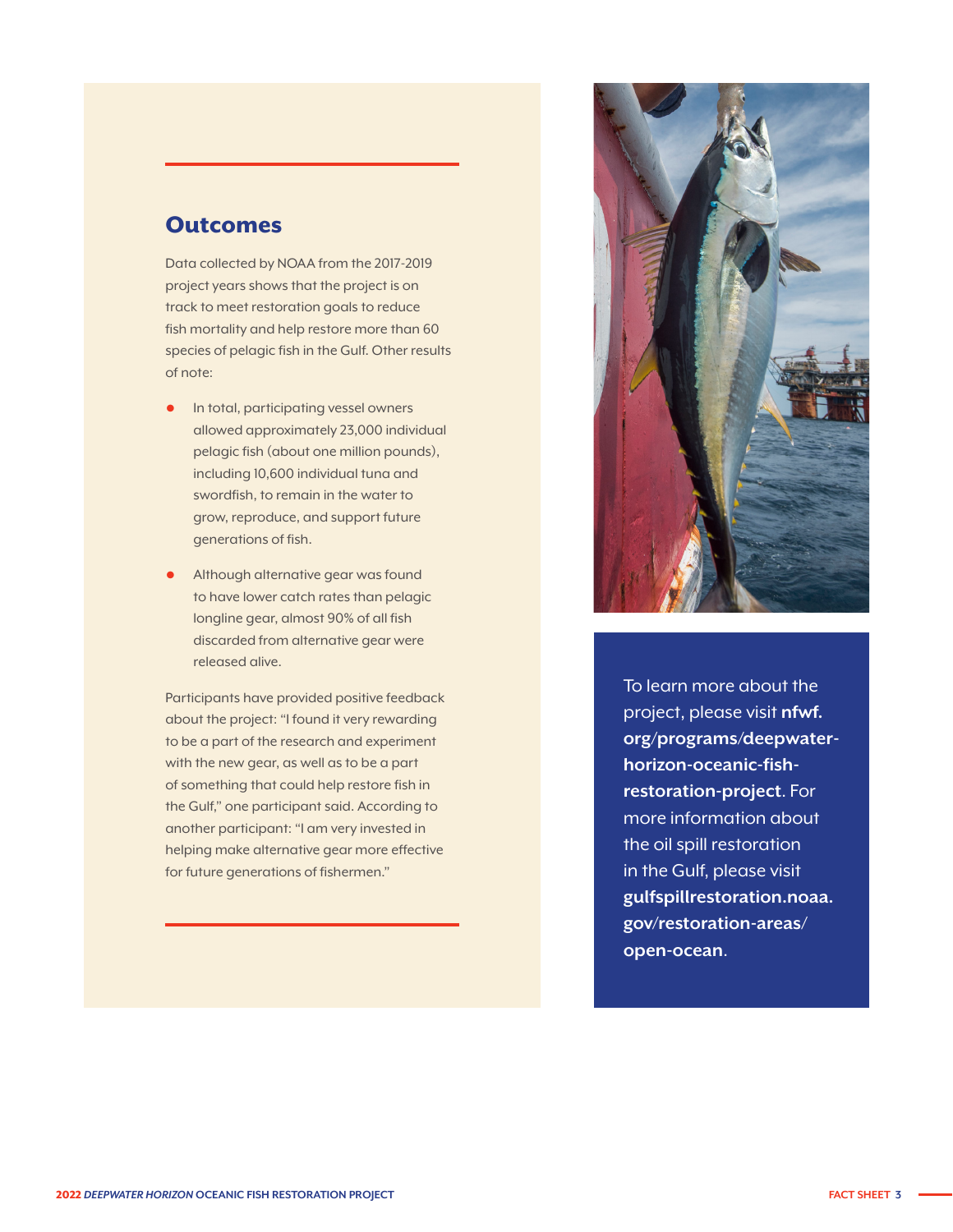## Outcomes

Data collected by NOAA from the 2017-2019 project years shows that the project is on track to meet restoration goals to reduce fish mortality and help restore more than 60 species of pelagic fish in the Gulf. Other results of note:

- In total, participating vessel owners allowed approximately 23,000 individual pelagic fish (about one million pounds), including 10,600 individual tuna and swordfish, to remain in the water to grow, reproduce, and support future generations of fish.
- Although alternative gear was found to have lower catch rates than pelagic longline gear, almost 90% of all fish discarded from alternative gear were released alive.

Participants have provided positive feedback about the project: "I found it very rewarding to be a part of the research and experiment with the new gear, as well as to be a part of something that could help restore fish in the Gulf," one participant said. According to another participant: "I am very invested in helping make alternative gear more effective for future generations of fishermen."

To learn more about the project, please visit **nfwf.org/programs/deepwater-horizon-oceanic-fish-restoration-project**. For more information about the oil spill restoration in the Gulf, please visit **gulfspillrestoration.noaa.gov/restoration-areas/open-ocean**.